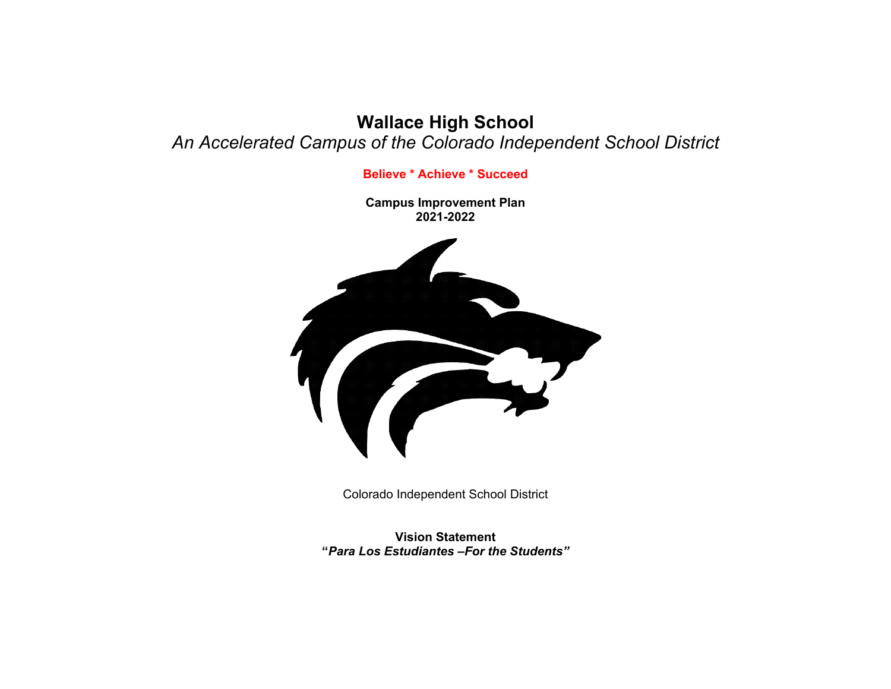# Wallace High School

*An Accelerated Campus of the Colorado Independent School District*

**Believe * Achieve * Succeed**

**Campus Improvement Plan**
**2021-2022**

Colorado Independent School District

**Vision Statement**
**"*Para Los Estudiantes –For the Students*"**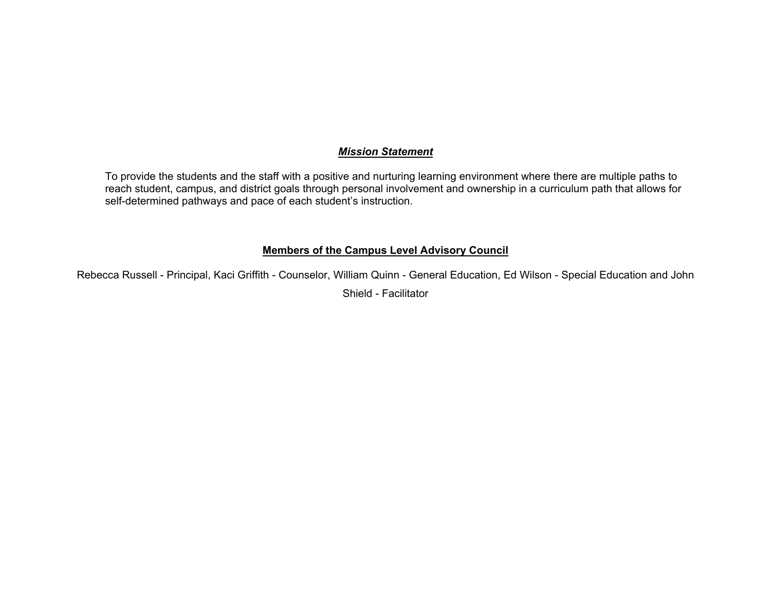## ***Mission Statement***

To provide the students and the staff with a positive and nurturing learning environment where there are multiple paths to reach student, campus, and district goals through personal involvement and ownership in a curriculum path that allows for self-determined pathways and pace of each student's instruction.

## **Members of the Campus Level Advisory Council**

Rebecca Russell - Principal, Kaci Griffith - Counselor, William Quinn - General Education, Ed Wilson - Special Education and John Shield - Facilitator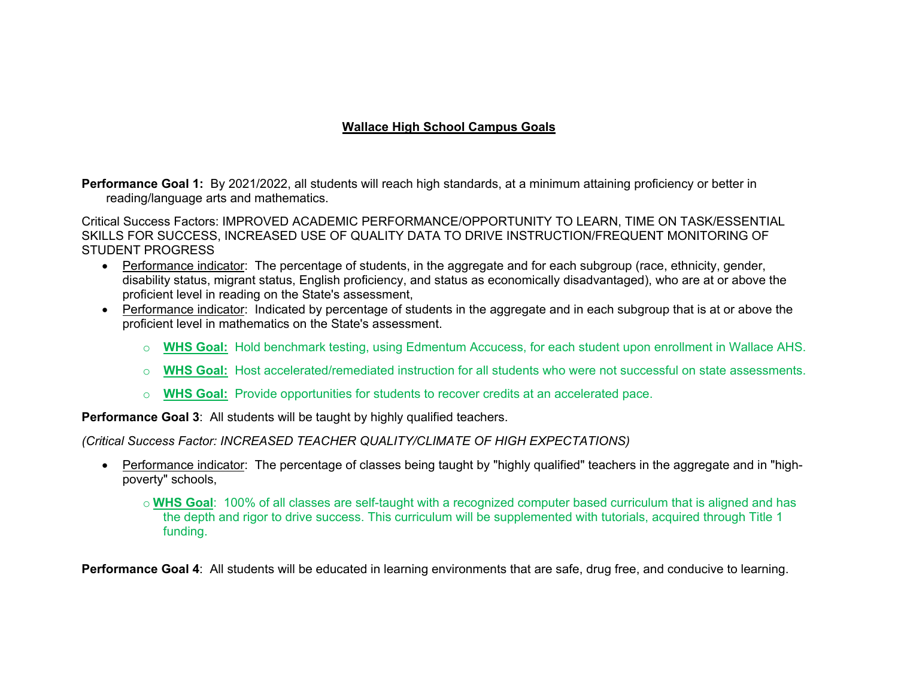## Wallace High School Campus Goals

**Performance Goal 1:** By 2021/2022, all students will reach high standards, at a minimum attaining proficiency or better in reading/language arts and mathematics.

Critical Success Factors: IMPROVED ACADEMIC PERFORMANCE/OPPORTUNITY TO LEARN, TIME ON TASK/ESSENTIAL SKILLS FOR SUCCESS, INCREASED USE OF QUALITY DATA TO DRIVE INSTRUCTION/FREQUENT MONITORING OF STUDENT PROGRESS

- Performance indicator: The percentage of students, in the aggregate and for each subgroup (race, ethnicity, gender, disability status, migrant status, English proficiency, and status as economically disadvantaged), who are at or above the proficient level in reading on the State's assessment,
- Performance indicator: Indicated by percentage of students in the aggregate and in each subgroup that is at or above the proficient level in mathematics on the State's assessment.
  - **WHS Goal:** Hold benchmark testing, using Edmentum Accucess, for each student upon enrollment in Wallace AHS.
  - **WHS Goal:** Host accelerated/remediated instruction for all students who were not successful on state assessments.
  - **WHS Goal:** Provide opportunities for students to recover credits at an accelerated pace.

**Performance Goal 3**: All students will be taught by highly qualified teachers.

*(Critical Success Factor: INCREASED TEACHER QUALITY/CLIMATE OF HIGH EXPECTATIONS)*

- Performance indicator: The percentage of classes being taught by "highly qualified" teachers in the aggregate and in "high-poverty" schools,
  - **WHS Goal**: 100% of all classes are self-taught with a recognized computer based curriculum that is aligned and has the depth and rigor to drive success. This curriculum will be supplemented with tutorials, acquired through Title 1 funding.

**Performance Goal 4**: All students will be educated in learning environments that are safe, drug free, and conducive to learning.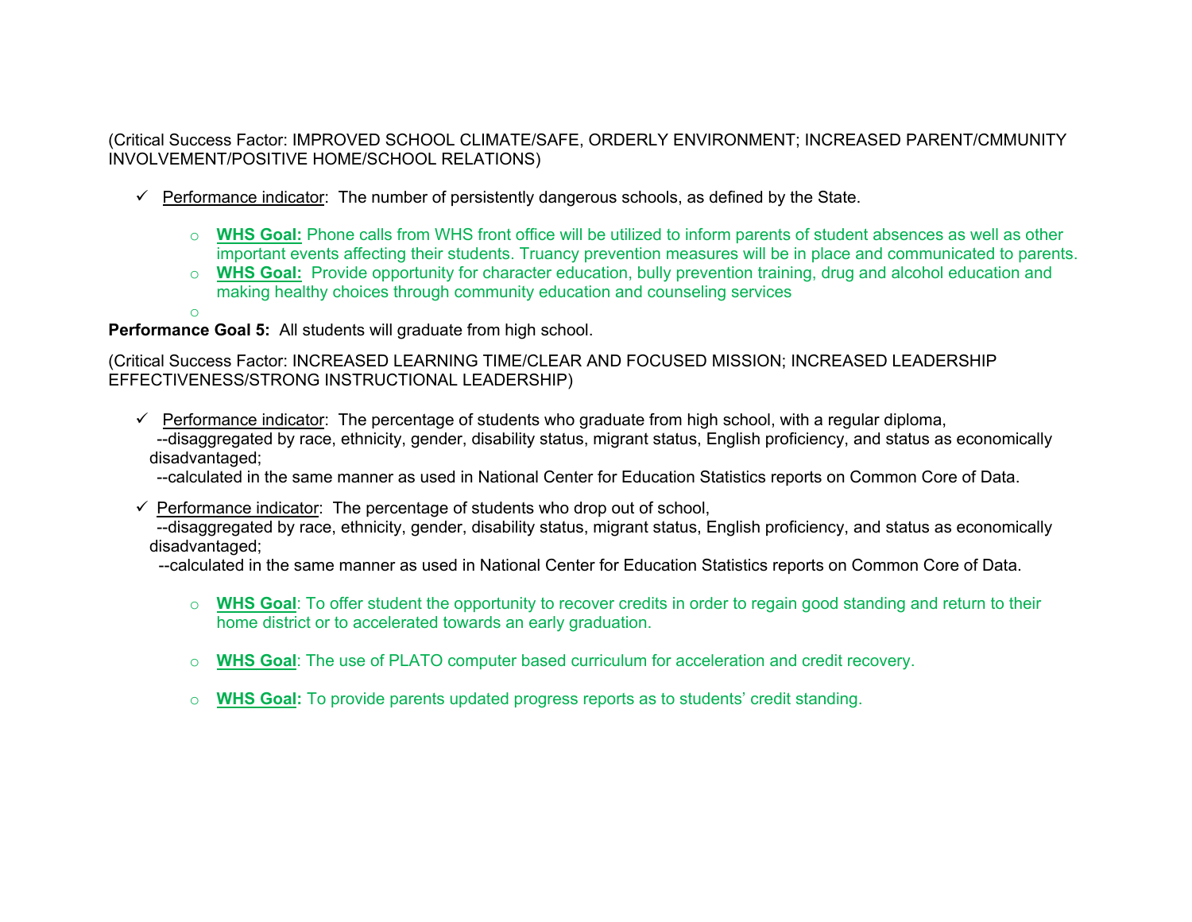(Critical Success Factor: IMPROVED SCHOOL CLIMATE/SAFE, ORDERLY ENVIRONMENT; INCREASED PARENT/CMMUNITY INVOLVEMENT/POSITIVE HOME/SCHOOL RELATIONS)

- ✓ Performance indicator: The number of persistently dangerous schools, as defined by the State.
  - **WHS Goal:** Phone calls from WHS front office will be utilized to inform parents of student absences as well as other important events affecting their students. Truancy prevention measures will be in place and communicated to parents.
  - **WHS Goal:** Provide opportunity for character education, bully prevention training, drug and alcohol education and making healthy choices through community education and counseling services

**Performance Goal 5:** All students will graduate from high school.

(Critical Success Factor: INCREASED LEARNING TIME/CLEAR AND FOCUSED MISSION; INCREASED LEADERSHIP EFFECTIVENESS/STRONG INSTRUCTIONAL LEADERSHIP)

- ✓ Performance indicator: The percentage of students who graduate from high school, with a regular diploma,
  --disaggregated by race, ethnicity, gender, disability status, migrant status, English proficiency, and status as economically disadvantaged;
  --calculated in the same manner as used in National Center for Education Statistics reports on Common Core of Data.
- ✓ Performance indicator: The percentage of students who drop out of school,
  --disaggregated by race, ethnicity, gender, disability status, migrant status, English proficiency, and status as economically disadvantaged;
  --calculated in the same manner as used in National Center for Education Statistics reports on Common Core of Data.
  - **WHS Goal**: To offer student the opportunity to recover credits in order to regain good standing and return to their home district or to accelerated towards an early graduation.
  - **WHS Goal**: The use of PLATO computer based curriculum for acceleration and credit recovery.
  - **WHS Goal**: To provide parents updated progress reports as to students' credit standing.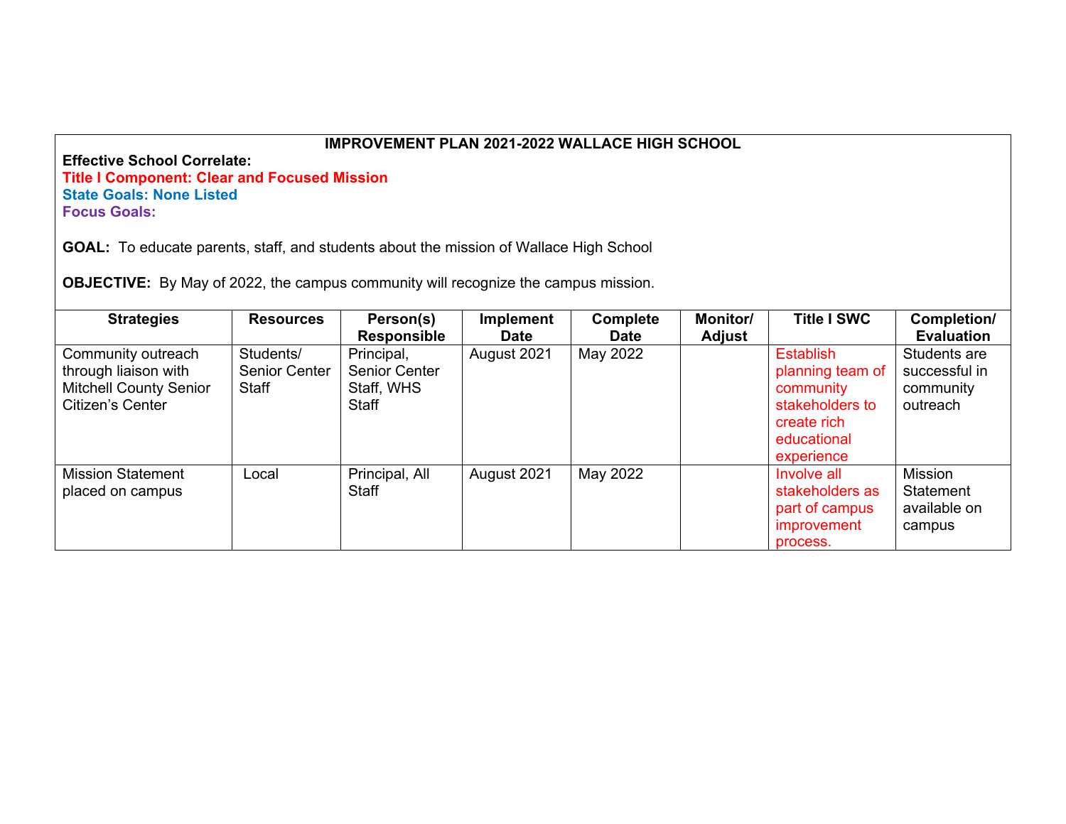**IMPROVEMENT PLAN 2021-2022 WALLACE HIGH SCHOOL**

**Effective School Correlate:**

**Title I Component: Clear and Focused Mission**

**State Goals: None Listed**

**Focus Goals:**

**GOAL:** To educate parents, staff, and students about the mission of Wallace High School

**OBJECTIVE:** By May of 2022, the campus community will recognize the campus mission.

| Strategies | Resources | Person(s) Responsible | Implement Date | Complete Date | Monitor/ Adjust | Title I SWC | Completion/ Evaluation |
|---|---|---|---|---|---|---|---|
| Community outreach through liaison with Mitchell County Senior Citizen's Center | Students/ Senior Center Staff | Principal, Senior Center Staff, WHS Staff | August 2021 | May 2022 | | Establish planning team of community stakeholders to create rich educational experience | Students are successful in community outreach |
| Mission Statement placed on campus | Local | Principal, All Staff | August 2021 | May 2022 | | Involve all stakeholders as part of campus improvement process. | Mission Statement available on campus |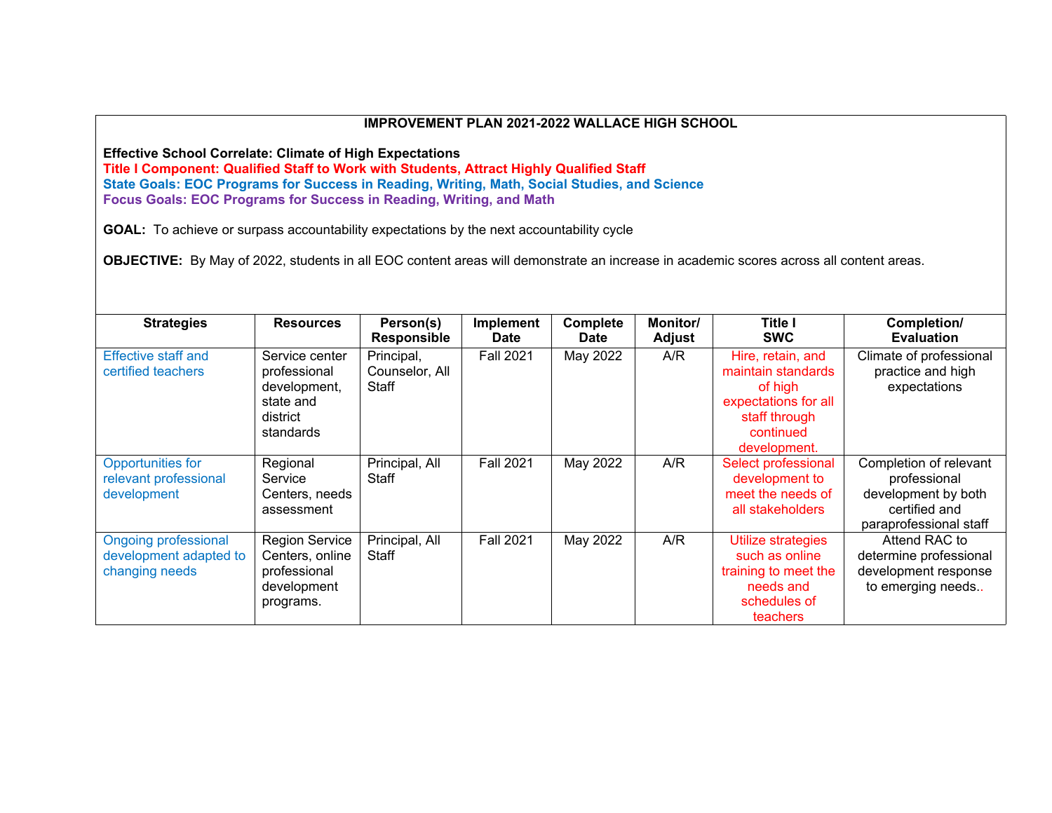**IMPROVEMENT PLAN 2021-2022 WALLACE HIGH SCHOOL**

**Effective School Correlate: Climate of High Expectations**
**Title I Component: Qualified Staff to Work with Students, Attract Highly Qualified Staff**
**State Goals: EOC Programs for Success in Reading, Writing, Math, Social Studies, and Science**
**Focus Goals: EOC Programs for Success in Reading, Writing, and Math**

**GOAL:** To achieve or surpass accountability expectations by the next accountability cycle

**OBJECTIVE:** By May of 2022, students in all EOC content areas will demonstrate an increase in academic scores across all content areas.

| Strategies | Resources | Person(s) Responsible | Implement Date | Complete Date | Monitor/ Adjust | Title I SWC | Completion/ Evaluation |
|---|---|---|---|---|---|---|---|
| Effective staff and certified teachers | Service center professional development, state and district standards | Principal, Counselor, All Staff | Fall 2021 | May 2022 | A/R | Hire, retain, and maintain standards of high expectations for all staff through continued development. | Climate of professional practice and high expectations |
| Opportunities for relevant professional development | Regional Service Centers, needs assessment | Principal, All Staff | Fall 2021 | May 2022 | A/R | Select professional development to meet the needs of all stakeholders | Completion of relevant professional development by both certified and paraprofessional staff |
| Ongoing professional development adapted to changing needs | Region Service Centers, online professional development programs. | Principal, All Staff | Fall 2021 | May 2022 | A/R | Utilize strategies such as online training to meet the needs and schedules of teachers | Attend RAC to determine professional development response to emerging needs.. |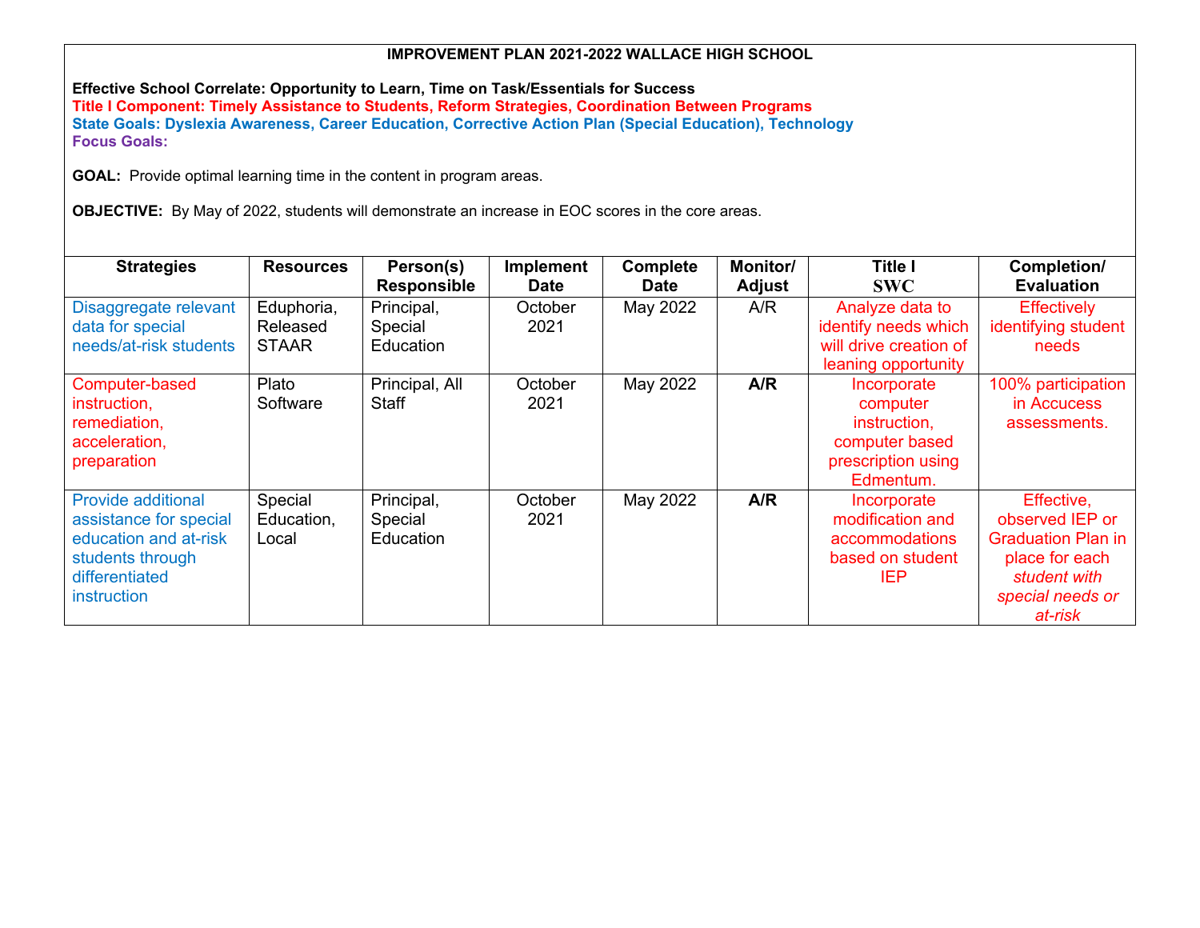**IMPROVEMENT PLAN 2021-2022 WALLACE HIGH SCHOOL**

**Effective School Correlate: Opportunity to Learn, Time on Task/Essentials for Success**
**Title I Component: Timely Assistance to Students, Reform Strategies, Coordination Between Programs**
**State Goals: Dyslexia Awareness, Career Education, Corrective Action Plan (Special Education), Technology**
**Focus Goals:**

**GOAL:** Provide optimal learning time in the content in program areas.

**OBJECTIVE:** By May of 2022, students will demonstrate an increase in EOC scores in the core areas.

| Strategies | Resources | Person(s) Responsible | Implement Date | Complete Date | Monitor/ Adjust | Title I SWC | Completion/ Evaluation |
|---|---|---|---|---|---|---|---|
| Disaggregate relevant data for special needs/at-risk students | Eduphoria, Released STAAR | Principal, Special Education | October 2021 | May 2022 | A/R | Analyze data to identify needs which will drive creation of leaning opportunity | Effectively identifying student needs |
| Computer-based instruction, remediation, acceleration, preparation | Plato Software | Principal, All Staff | October 2021 | May 2022 | **A/R** | Incorporate computer instruction, computer based prescription using Edmentum. | 100% participation in Accucess assessments. |
| Provide additional assistance for special education and at-risk students through differentiated instruction | Special Education, Local | Principal, Special Education | October 2021 | May 2022 | **A/R** | Incorporate modification and accommodations based on student IEP | Effective, observed IEP or Graduation Plan in place for each *student with special needs or at-risk* |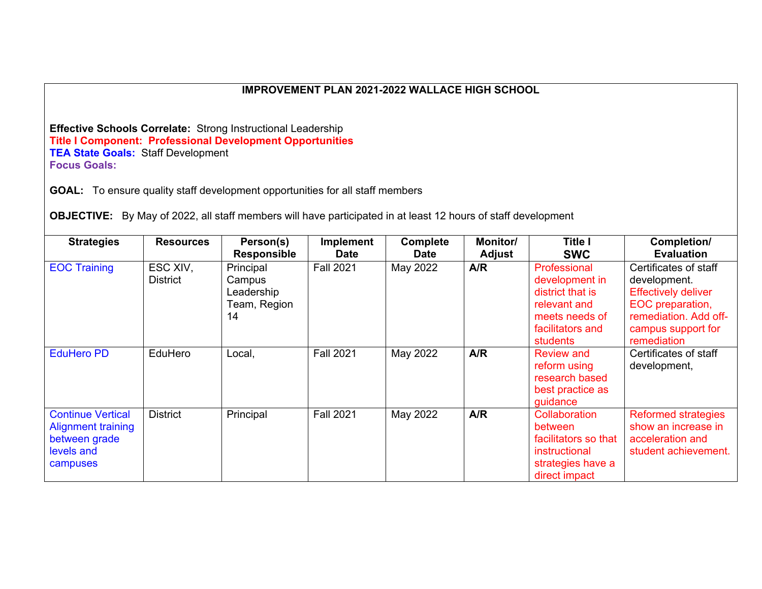**IMPROVEMENT PLAN 2021-2022 WALLACE HIGH SCHOOL**

**Effective Schools Correlate:** Strong Instructional Leadership
**Title I Component: Professional Development Opportunities**
**TEA State Goals:** Staff Development
**Focus Goals:**

**GOAL:** To ensure quality staff development opportunities for all staff members

**OBJECTIVE:** By May of 2022, all staff members will have participated in at least 12 hours of staff development

| Strategies | Resources | Person(s) Responsible | Implement Date | Complete Date | Monitor/ Adjust | Title I SWC | Completion/ Evaluation |
|---|---|---|---|---|---|---|---|
| EOC Training | ESC XIV, District | Principal Campus Leadership Team, Region 14 | Fall 2021 | May 2022 | **A/R** | Professional development in district that is relevant and meets needs of facilitators and students | Certificates of staff development. Effectively deliver EOC preparation, remediation. Add off-campus support for remediation |
| EduHero PD | EduHero | Local, | Fall 2021 | May 2022 | **A/R** | Review and reform using research based best practice as guidance | Certificates of staff development, |
| Continue Vertical Alignment training between grade levels and campuses | District | Principal | Fall 2021 | May 2022 | **A/R** | Collaboration between facilitators so that instructional strategies have a direct impact | Reformed strategies show an increase in acceleration and student achievement. |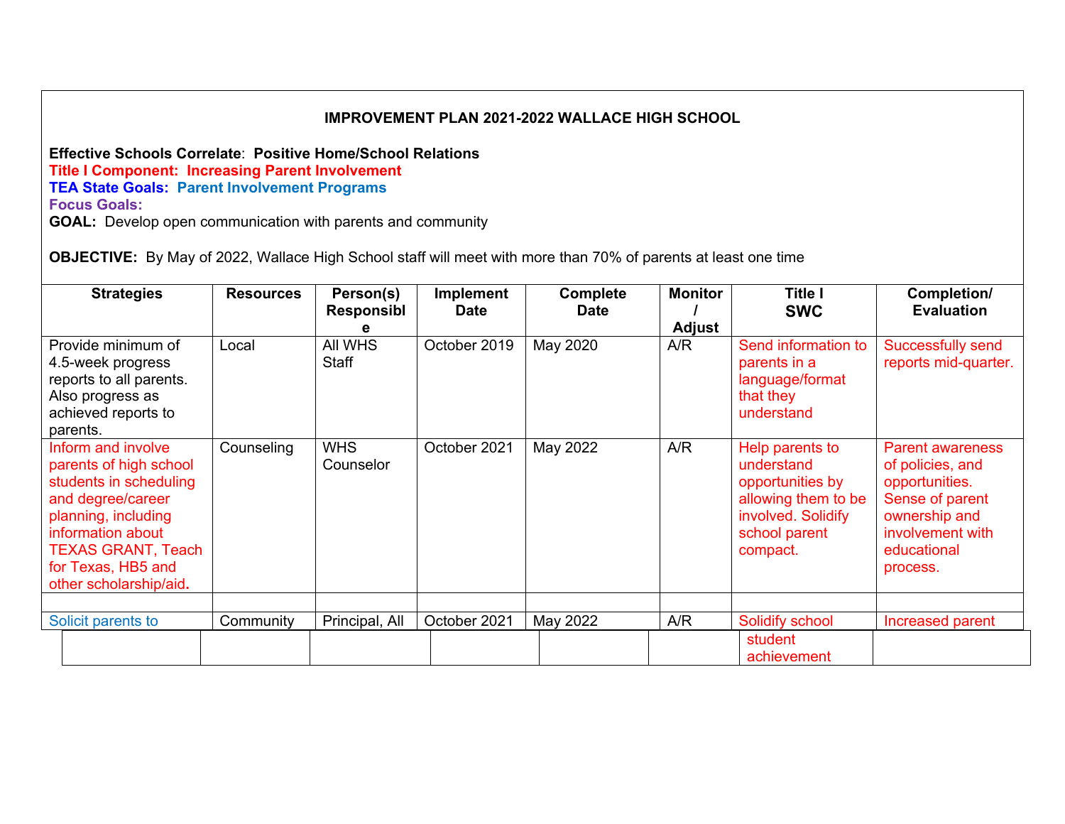**IMPROVEMENT PLAN 2021-2022 WALLACE HIGH SCHOOL**

**Effective Schools Correlate**: **Positive Home/School Relations**
**Title I Component: Increasing Parent Involvement**
**TEA State Goals: Parent Involvement Programs**
**Focus Goals:**
**GOAL:** Develop open communication with parents and community

**OBJECTIVE:** By May of 2022, Wallace High School staff will meet with more than 70% of parents at least one time

| Strategies | Resources | Person(s) Responsible | Implement Date | Complete Date | Monitor / Adjust | Title I SWC | Completion/ Evaluation |
|---|---|---|---|---|---|---|---|
| Provide minimum of 4.5-week progress reports to all parents. Also progress as achieved reports to parents. | Local | All WHS Staff | October 2019 | May 2020 | A/R | Send information to parents in a language/format that they understand | Successfully send reports mid-quarter. |
| Inform and involve parents of high school students in scheduling and degree/career planning, including information about TEXAS GRANT, Teach for Texas, HB5 and other scholarship/aid. | Counseling | WHS Counselor | October 2021 | May 2022 | A/R | Help parents to understand opportunities by allowing them to be involved. Solidify school parent compact. | Parent awareness of policies, and opportunities. Sense of parent ownership and involvement with educational process. |
| | | | | | | | |
| Solicit parents to | Community | Principal, All | October 2021 | May 2022 | A/R | Solidify school | Increased parent |
| | | | | | | student achievement | |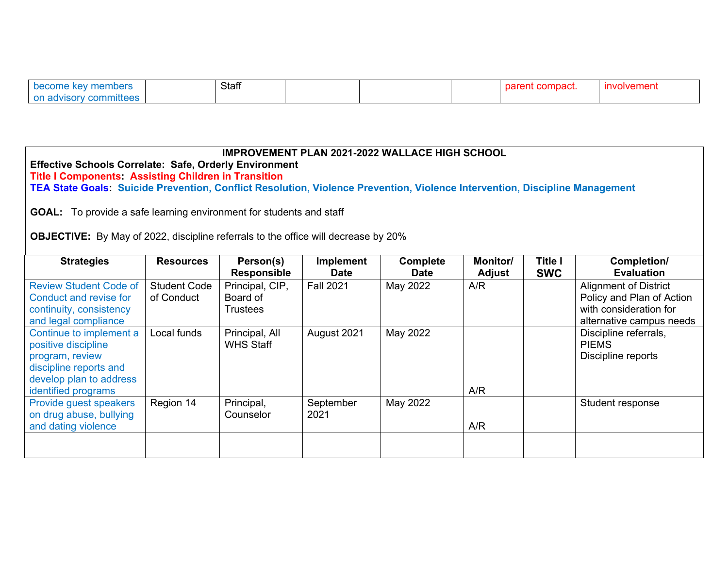| become key members on advisory committees | | Staff | | | | parent compact. | involvement |
|---|---|---|---|---|---|---|---|

**IMPROVEMENT PLAN 2021-2022 WALLACE HIGH SCHOOL**

**Effective Schools Correlate: Safe, Orderly Environment**

**Title I Components: Assisting Children in Transition**

**TEA State Goals: Suicide Prevention, Conflict Resolution, Violence Prevention, Violence Intervention, Discipline Management**

**GOAL:** To provide a safe learning environment for students and staff

**OBJECTIVE:** By May of 2022, discipline referrals to the office will decrease by 20%

| Strategies | Resources | Person(s) Responsible | Implement Date | Complete Date | Monitor/ Adjust | Title I SWC | Completion/ Evaluation |
|---|---|---|---|---|---|---|---|
| Review Student Code of Conduct and revise for continuity, consistency and legal compliance | Student Code of Conduct | Principal, CIP, Board of Trustees | Fall 2021 | May 2022 | A/R | | Alignment of District Policy and Plan of Action with consideration for alternative campus needs |
| Continue to implement a positive discipline program, review discipline reports and develop plan to address identified programs | Local funds | Principal, All WHS Staff | August 2021 | May 2022 | A/R | | Discipline referrals, PIEMS Discipline reports |
| Provide guest speakers on drug abuse, bullying and dating violence | Region 14 | Principal, Counselor | September 2021 | May 2022 | A/R | | Student response |
| | | | | | | | |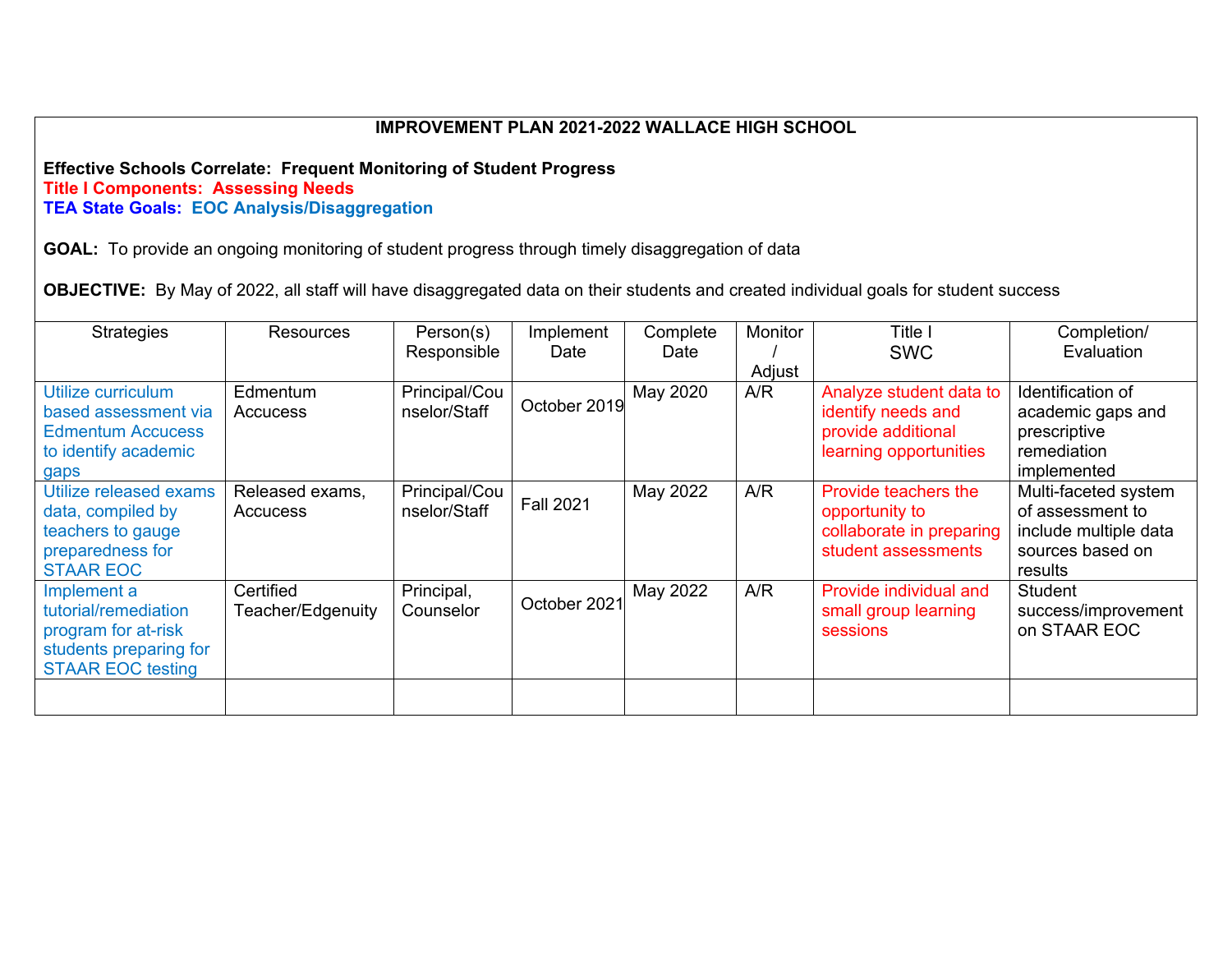**IMPROVEMENT PLAN 2021-2022 WALLACE HIGH SCHOOL**

**Effective Schools Correlate: Frequent Monitoring of Student Progress**
**Title I Components: Assessing Needs**
**TEA State Goals: EOC Analysis/Disaggregation**

**GOAL:** To provide an ongoing monitoring of student progress through timely disaggregation of data

**OBJECTIVE:** By May of 2022, all staff will have disaggregated data on their students and created individual goals for student success

| Strategies | Resources | Person(s) Responsible | Implement Date | Complete Date | Monitor / Adjust | Title I SWC | Completion/ Evaluation |
|---|---|---|---|---|---|---|---|
| Utilize curriculum based assessment via Edmentum Accucess to identify academic gaps | Edmentum Accucess | Principal/Counselor/Staff | October 2019 | May 2020 | A/R | Analyze student data to identify needs and provide additional learning opportunities | Identification of academic gaps and prescriptive remediation implemented |
| Utilize released exams data, compiled by teachers to gauge preparedness for STAAR EOC | Released exams, Accucess | Principal/Counselor/Staff | Fall 2021 | May 2022 | A/R | Provide teachers the opportunity to collaborate in preparing student assessments | Multi-faceted system of assessment to include multiple data sources based on results |
| Implement a tutorial/remediation program for at-risk students preparing for STAAR EOC testing | Certified Teacher/Edgenuity | Principal, Counselor | October 2021 | May 2022 | A/R | Provide individual and small group learning sessions | Student success/improvement on STAAR EOC |
| | | | | | | | |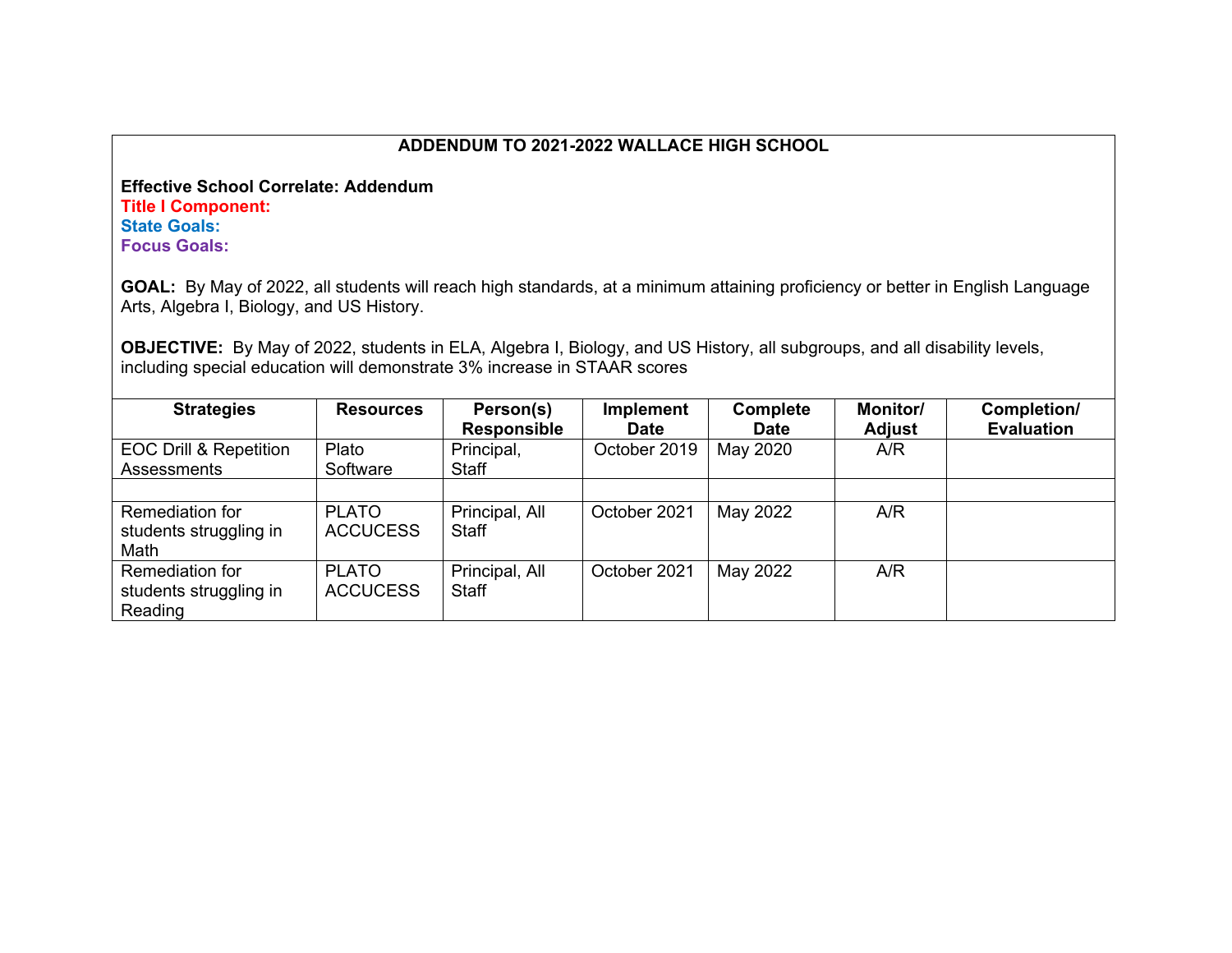**ADDENDUM TO 2021-2022 WALLACE HIGH SCHOOL**

**Effective School Correlate: Addendum**
**Title I Component:**
**State Goals:**
**Focus Goals:**

**GOAL:** By May of 2022, all students will reach high standards, at a minimum attaining proficiency or better in English Language Arts, Algebra I, Biology, and US History.

**OBJECTIVE:** By May of 2022, students in ELA, Algebra I, Biology, and US History, all subgroups, and all disability levels, including special education will demonstrate 3% increase in STAAR scores

| Strategies | Resources | Person(s) Responsible | Implement Date | Complete Date | Monitor/ Adjust | Completion/ Evaluation |
|---|---|---|---|---|---|---|
| EOC Drill & Repetition Assessments | Plato Software | Principal, Staff | October 2019 | May 2020 | A/R | |
| | | | | | | |
| Remediation for students struggling in Math | PLATO ACCUCESS | Principal, All Staff | October 2021 | May 2022 | A/R | |
| Remediation for students struggling in Reading | PLATO ACCUCESS | Principal, All Staff | October 2021 | May 2022 | A/R | |